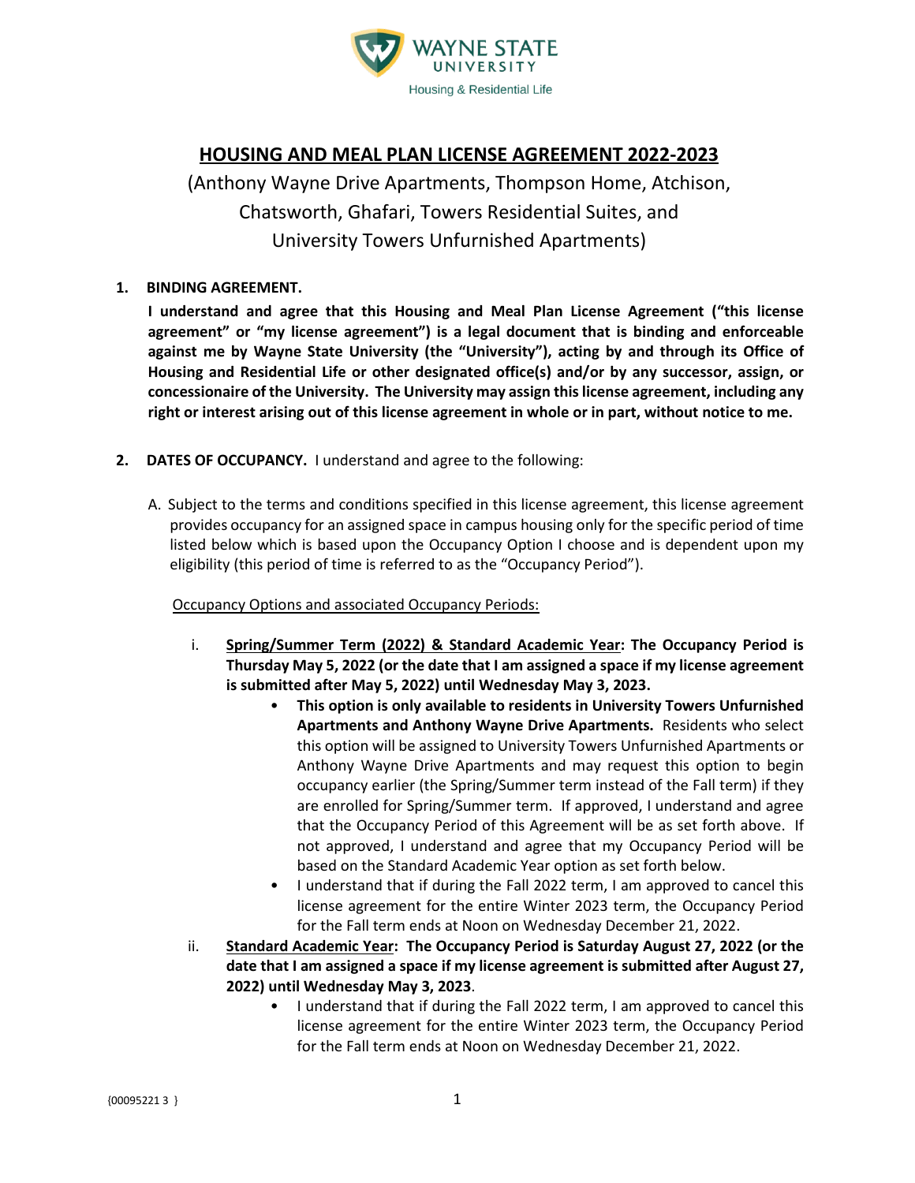Wayne State University
Housing & Residential Life

# HOUSING AND MEAL PLAN LICENSE AGREEMENT 2022-2023

(Anthony Wayne Drive Apartments, Thompson Home, Atchison, Chatsworth, Ghafari, Towers Residential Suites, and University Towers Unfurnished Apartments)

1. **BINDING AGREEMENT.**

   **I understand and agree that this Housing and Meal Plan License Agreement ("this license agreement" or "my license agreement") is a legal document that is binding and enforceable against me by Wayne State University (the "University"), acting by and through its Office of Housing and Residential Life or other designated office(s) and/or by any successor, assign, or concessionaire of the University. The University may assign this license agreement, including any right or interest arising out of this license agreement in whole or in part, without notice to me.**

2. **DATES OF OCCUPANCY.** I understand and agree to the following:

   A. Subject to the terms and conditions specified in this license agreement, this license agreement provides occupancy for an assigned space in campus housing only for the specific period of time listed below which is based upon the Occupancy Option I choose and is dependent upon my eligibility (this period of time is referred to as the "Occupancy Period").

   Occupancy Options and associated Occupancy Periods:

   i. **Spring/Summer Term (2022) & Standard Academic Year: The Occupancy Period is Thursday May 5, 2022 (or the date that I am assigned a space if my license agreement is submitted after May 5, 2022) until Wednesday May 3, 2023.**
      - **This option is only available to residents in University Towers Unfurnished Apartments and Anthony Wayne Drive Apartments.** Residents who select this option will be assigned to University Towers Unfurnished Apartments or Anthony Wayne Drive Apartments and may request this option to begin occupancy earlier (the Spring/Summer term instead of the Fall term) if they are enrolled for Spring/Summer term. If approved, I understand and agree that the Occupancy Period of this Agreement will be as set forth above. If not approved, I understand and agree that my Occupancy Period will be based on the Standard Academic Year option as set forth below.
      - I understand that if during the Fall 2022 term, I am approved to cancel this license agreement for the entire Winter 2023 term, the Occupancy Period for the Fall term ends at Noon on Wednesday December 21, 2022.

   ii. **Standard Academic Year: The Occupancy Period is Saturday August 27, 2022 (or the date that I am assigned a space if my license agreement is submitted after August 27, 2022) until Wednesday May 3, 2023.**
      - I understand that if during the Fall 2022 term, I am approved to cancel this license agreement for the entire Winter 2023 term, the Occupancy Period for the Fall term ends at Noon on Wednesday December 21, 2022.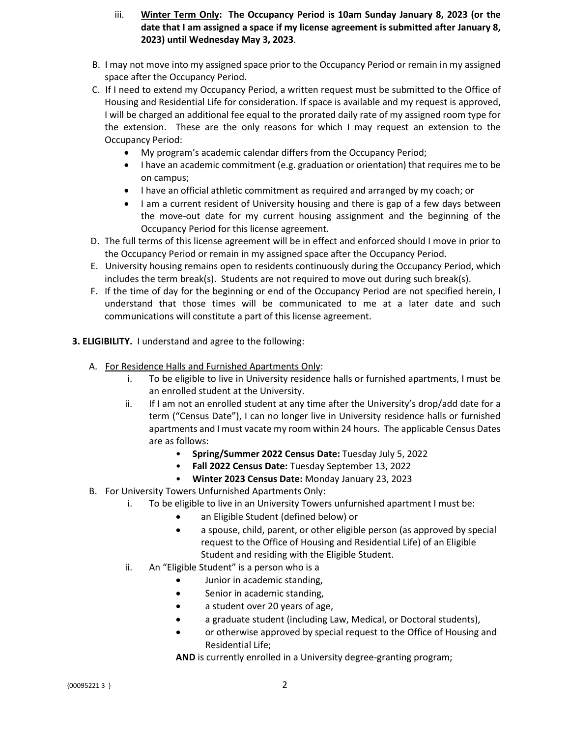iii. **<u>Winter Term Only</u>: The Occupancy Period is 10am Sunday January 8, 2023 (or the date that I am assigned a space if my license agreement is submitted after January 8, 2023) until Wednesday May 3, 2023**.

B. I may not move into my assigned space prior to the Occupancy Period or remain in my assigned space after the Occupancy Period.

C. If I need to extend my Occupancy Period, a written request must be submitted to the Office of Housing and Residential Life for consideration. If space is available and my request is approved, I will be charged an additional fee equal to the prorated daily rate of my assigned room type for the extension. These are the only reasons for which I may request an extension to the Occupancy Period:
- My program's academic calendar differs from the Occupancy Period;
- I have an academic commitment (e.g. graduation or orientation) that requires me to be on campus;
- I have an official athletic commitment as required and arranged by my coach; or
- I am a current resident of University housing and there is gap of a few days between the move-out date for my current housing assignment and the beginning of the Occupancy Period for this license agreement.

D. The full terms of this license agreement will be in effect and enforced should I move in prior to the Occupancy Period or remain in my assigned space after the Occupancy Period.

E. University housing remains open to residents continuously during the Occupancy Period, which includes the term break(s). Students are not required to move out during such break(s).

F. If the time of day for the beginning or end of the Occupancy Period are not specified herein, I understand that those times will be communicated to me at a later date and such communications will constitute a part of this license agreement.

**3. ELIGIBILITY.** I understand and agree to the following:

A. <u>For Residence Halls and Furnished Apartments Only</u>:

i. To be eligible to live in University residence halls or furnished apartments, I must be an enrolled student at the University.

ii. If I am not an enrolled student at any time after the University's drop/add date for a term ("Census Date"), I can no longer live in University residence halls or furnished apartments and I must vacate my room within 24 hours. The applicable Census Dates are as follows:
- **Spring/Summer 2022 Census Date:** Tuesday July 5, 2022
- **Fall 2022 Census Date:** Tuesday September 13, 2022
- **Winter 2023 Census Date:** Monday January 23, 2023

B. <u>For University Towers Unfurnished Apartments Only</u>:

i. To be eligible to live in an University Towers unfurnished apartment I must be:
- an Eligible Student (defined below) or
- a spouse, child, parent, or other eligible person (as approved by special request to the Office of Housing and Residential Life) of an Eligible Student and residing with the Eligible Student.

ii. An "Eligible Student" is a person who is a
- Junior in academic standing,
- Senior in academic standing,
- a student over 20 years of age,
- a graduate student (including Law, Medical, or Doctoral students),
- or otherwise approved by special request to the Office of Housing and Residential Life;

**AND** is currently enrolled in a University degree-granting program;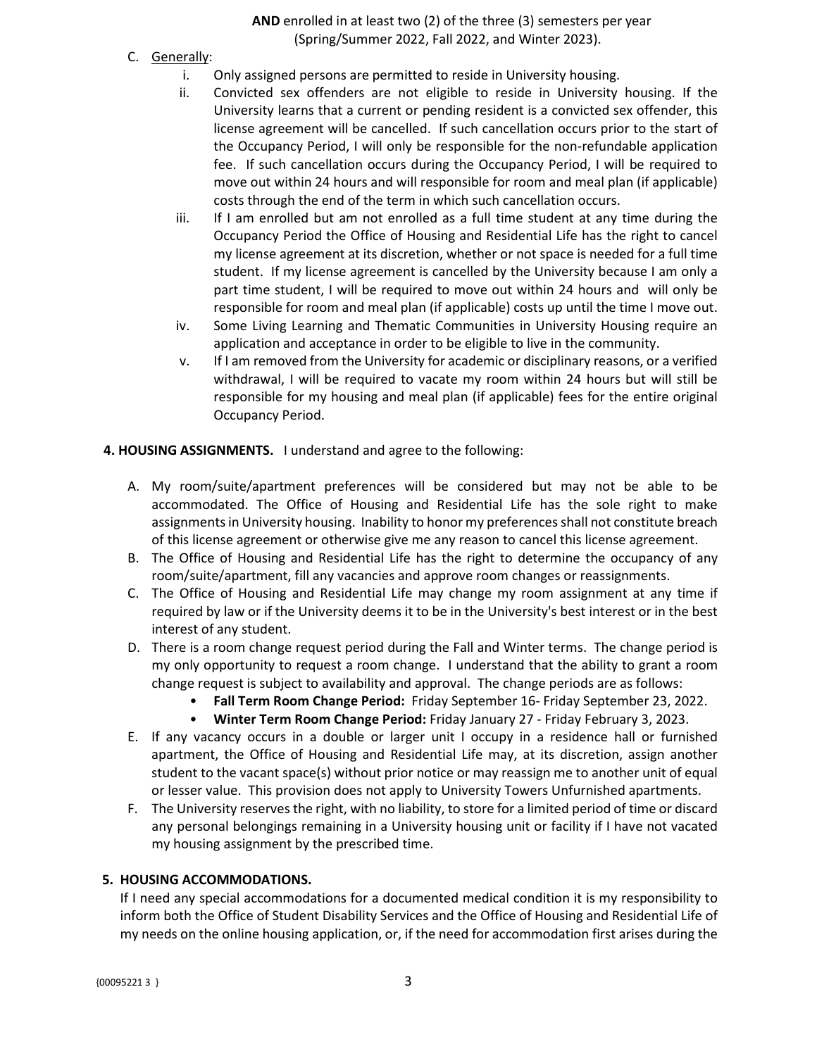**AND** enrolled in at least two (2) of the three (3) semesters per year (Spring/Summer 2022, Fall 2022, and Winter 2023).

C. Generally:

i. Only assigned persons are permitted to reside in University housing.

ii. Convicted sex offenders are not eligible to reside in University housing. If the University learns that a current or pending resident is a convicted sex offender, this license agreement will be cancelled. If such cancellation occurs prior to the start of the Occupancy Period, I will only be responsible for the non-refundable application fee. If such cancellation occurs during the Occupancy Period, I will be required to move out within 24 hours and will responsible for room and meal plan (if applicable) costs through the end of the term in which such cancellation occurs.

iii. If I am enrolled but am not enrolled as a full time student at any time during the Occupancy Period the Office of Housing and Residential Life has the right to cancel my license agreement at its discretion, whether or not space is needed for a full time student. If my license agreement is cancelled by the University because I am only a part time student, I will be required to move out within 24 hours and will only be responsible for room and meal plan (if applicable) costs up until the time I move out.

iv. Some Living Learning and Thematic Communities in University Housing require an application and acceptance in order to be eligible to live in the community.

v. If I am removed from the University for academic or disciplinary reasons, or a verified withdrawal, I will be required to vacate my room within 24 hours but will still be responsible for my housing and meal plan (if applicable) fees for the entire original Occupancy Period.

**4. HOUSING ASSIGNMENTS.** I understand and agree to the following:

A. My room/suite/apartment preferences will be considered but may not be able to be accommodated. The Office of Housing and Residential Life has the sole right to make assignments in University housing. Inability to honor my preferences shall not constitute breach of this license agreement or otherwise give me any reason to cancel this license agreement.

B. The Office of Housing and Residential Life has the right to determine the occupancy of any room/suite/apartment, fill any vacancies and approve room changes or reassignments.

C. The Office of Housing and Residential Life may change my room assignment at any time if required by law or if the University deems it to be in the University's best interest or in the best interest of any student.

D. There is a room change request period during the Fall and Winter terms. The change period is my only opportunity to request a room change. I understand that the ability to grant a room change request is subject to availability and approval. The change periods are as follows:

- **Fall Term Room Change Period:** Friday September 16- Friday September 23, 2022.
- **Winter Term Room Change Period:** Friday January 27 - Friday February 3, 2023.

E. If any vacancy occurs in a double or larger unit I occupy in a residence hall or furnished apartment, the Office of Housing and Residential Life may, at its discretion, assign another student to the vacant space(s) without prior notice or may reassign me to another unit of equal or lesser value. This provision does not apply to University Towers Unfurnished apartments.

F. The University reserves the right, with no liability, to store for a limited period of time or discard any personal belongings remaining in a University housing unit or facility if I have not vacated my housing assignment by the prescribed time.

**5. HOUSING ACCOMMODATIONS.**

If I need any special accommodations for a documented medical condition it is my responsibility to inform both the Office of Student Disability Services and the Office of Housing and Residential Life of my needs on the online housing application, or, if the need for accommodation first arises during the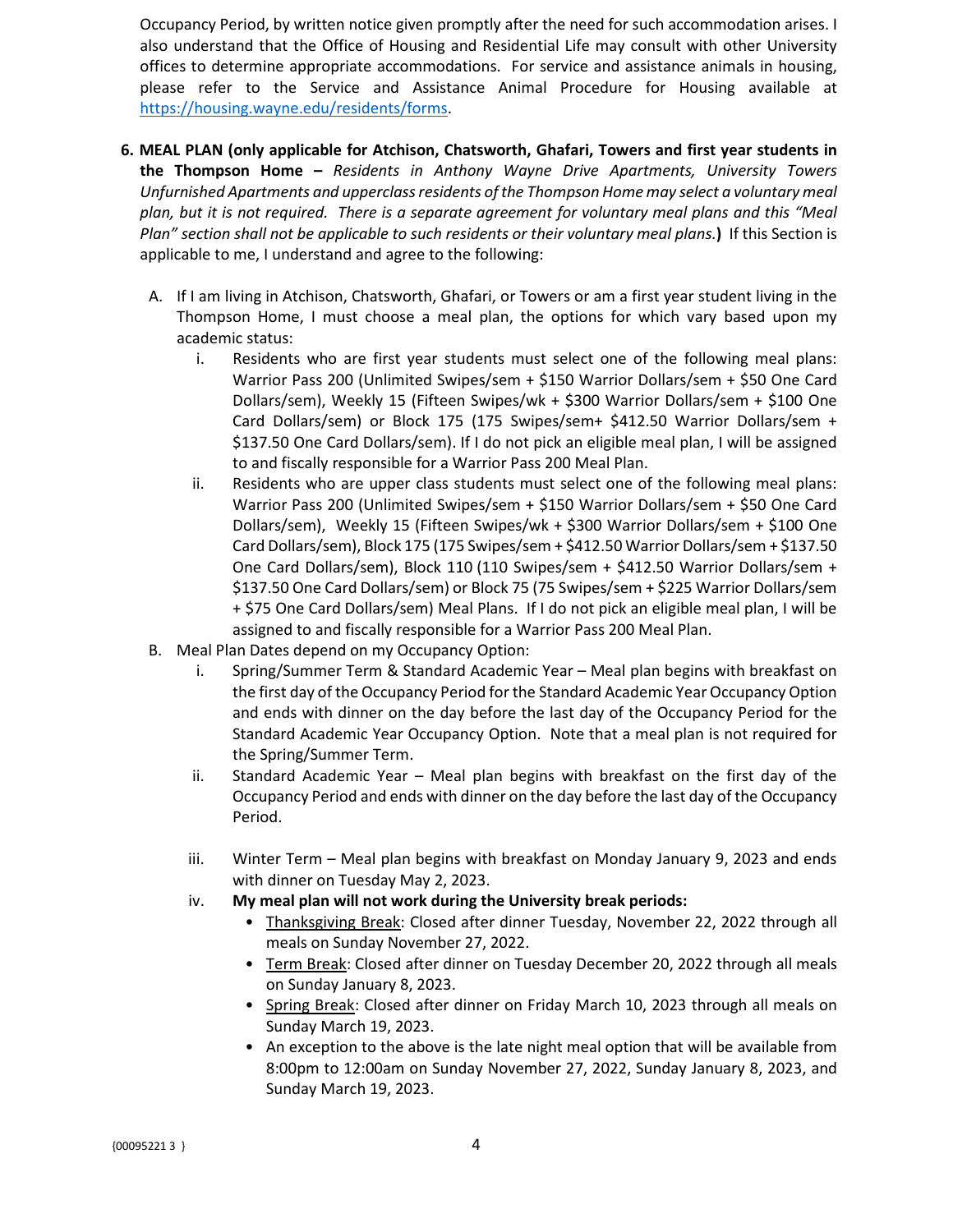Occupancy Period, by written notice given promptly after the need for such accommodation arises. I also understand that the Office of Housing and Residential Life may consult with other University offices to determine appropriate accommodations. For service and assistance animals in housing, please refer to the Service and Assistance Animal Procedure for Housing available at https://housing.wayne.edu/residents/forms.

6. **MEAL PLAN (only applicable for Atchison, Chatsworth, Ghafari, Towers and first year students in the Thompson Home –** *Residents in Anthony Wayne Drive Apartments, University Towers Unfurnished Apartments and upperclass residents of the Thompson Home may select a voluntary meal plan, but it is not required. There is a separate agreement for voluntary meal plans and this "Meal Plan" section shall not be applicable to such residents or their voluntary meal plans.***)** If this Section is applicable to me, I understand and agree to the following:

   A. If I am living in Atchison, Chatsworth, Ghafari, or Towers or am a first year student living in the Thompson Home, I must choose a meal plan, the options for which vary based upon my academic status:

      i. Residents who are first year students must select one of the following meal plans: Warrior Pass 200 (Unlimited Swipes/sem + $150 Warrior Dollars/sem + $50 One Card Dollars/sem), Weekly 15 (Fifteen Swipes/wk + $300 Warrior Dollars/sem + $100 One Card Dollars/sem) or Block 175 (175 Swipes/sem+ $412.50 Warrior Dollars/sem + $137.50 One Card Dollars/sem). If I do not pick an eligible meal plan, I will be assigned to and fiscally responsible for a Warrior Pass 200 Meal Plan.

      ii. Residents who are upper class students must select one of the following meal plans: Warrior Pass 200 (Unlimited Swipes/sem + $150 Warrior Dollars/sem + $50 One Card Dollars/sem), Weekly 15 (Fifteen Swipes/wk + $300 Warrior Dollars/sem + $100 One Card Dollars/sem), Block 175 (175 Swipes/sem + $412.50 Warrior Dollars/sem + $137.50 One Card Dollars/sem), Block 110 (110 Swipes/sem + $412.50 Warrior Dollars/sem + $137.50 One Card Dollars/sem) or Block 75 (75 Swipes/sem + $225 Warrior Dollars/sem + $75 One Card Dollars/sem) Meal Plans. If I do not pick an eligible meal plan, I will be assigned to and fiscally responsible for a Warrior Pass 200 Meal Plan.

   B. Meal Plan Dates depend on my Occupancy Option:

      i. Spring/Summer Term & Standard Academic Year – Meal plan begins with breakfast on the first day of the Occupancy Period for the Standard Academic Year Occupancy Option and ends with dinner on the day before the last day of the Occupancy Period for the Standard Academic Year Occupancy Option. Note that a meal plan is not required for the Spring/Summer Term.

      ii. Standard Academic Year – Meal plan begins with breakfast on the first day of the Occupancy Period and ends with dinner on the day before the last day of the Occupancy Period.

      iii. Winter Term – Meal plan begins with breakfast on Monday January 9, 2023 and ends with dinner on Tuesday May 2, 2023.

      iv. **My meal plan will not work during the University break periods:**

         - <u>Thanksgiving Break</u>: Closed after dinner Tuesday, November 22, 2022 through all meals on Sunday November 27, 2022.
         - <u>Term Break</u>: Closed after dinner on Tuesday December 20, 2022 through all meals on Sunday January 8, 2023.
         - <u>Spring Break</u>: Closed after dinner on Friday March 10, 2023 through all meals on Sunday March 19, 2023.
         - An exception to the above is the late night meal option that will be available from 8:00pm to 12:00am on Sunday November 27, 2022, Sunday January 8, 2023, and Sunday March 19, 2023.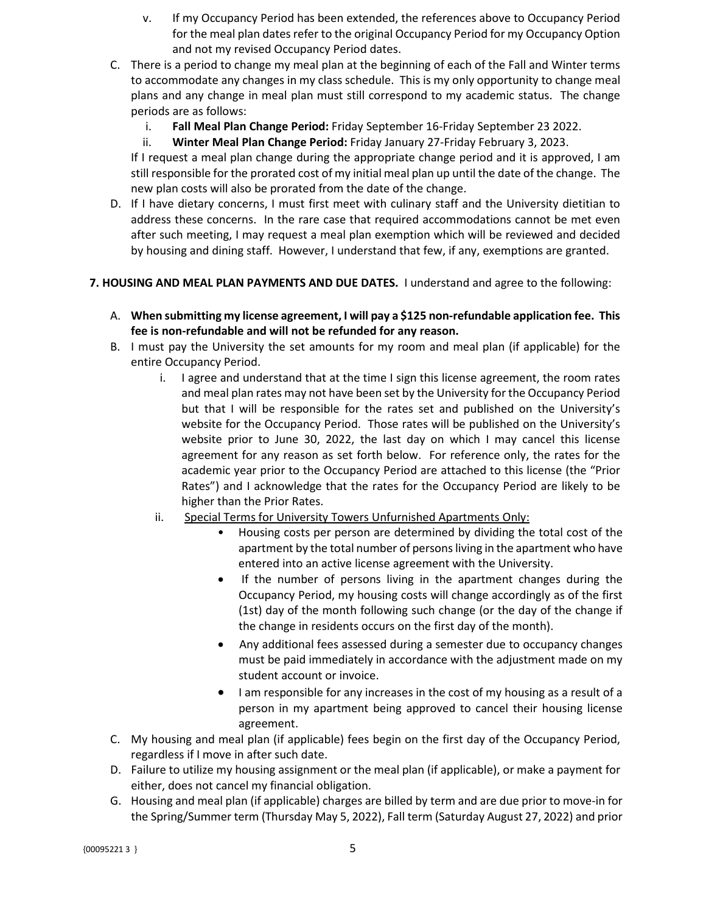v. If my Occupancy Period has been extended, the references above to Occupancy Period for the meal plan dates refer to the original Occupancy Period for my Occupancy Option and not my revised Occupancy Period dates.

C. There is a period to change my meal plan at the beginning of each of the Fall and Winter terms to accommodate any changes in my class schedule. This is my only opportunity to change meal plans and any change in meal plan must still correspond to my academic status. The change periods are as follows:

   i. **Fall Meal Plan Change Period:** Friday September 16-Friday September 23 2022.

   ii. **Winter Meal Plan Change Period:** Friday January 27-Friday February 3, 2023.

   If I request a meal plan change during the appropriate change period and it is approved, I am still responsible for the prorated cost of my initial meal plan up until the date of the change. The new plan costs will also be prorated from the date of the change.

D. If I have dietary concerns, I must first meet with culinary staff and the University dietitian to address these concerns. In the rare case that required accommodations cannot be met even after such meeting, I may request a meal plan exemption which will be reviewed and decided by housing and dining staff. However, I understand that few, if any, exemptions are granted.

**7. HOUSING AND MEAL PLAN PAYMENTS AND DUE DATES.** I understand and agree to the following:

A. **When submitting my license agreement, I will pay a $125 non-refundable application fee. This fee is non-refundable and will not be refunded for any reason.**

B. I must pay the University the set amounts for my room and meal plan (if applicable) for the entire Occupancy Period.

   i. I agree and understand that at the time I sign this license agreement, the room rates and meal plan rates may not have been set by the University for the Occupancy Period but that I will be responsible for the rates set and published on the University's website for the Occupancy Period. Those rates will be published on the University's website prior to June 30, 2022, the last day on which I may cancel this license agreement for any reason as set forth below. For reference only, the rates for the academic year prior to the Occupancy Period are attached to this license (the "Prior Rates") and I acknowledge that the rates for the Occupancy Period are likely to be higher than the Prior Rates.

   ii. Special Terms for University Towers Unfurnished Apartments Only:

   - Housing costs per person are determined by dividing the total cost of the apartment by the total number of persons living in the apartment who have entered into an active license agreement with the University.
   - If the number of persons living in the apartment changes during the Occupancy Period, my housing costs will change accordingly as of the first (1st) day of the month following such change (or the day of the change if the change in residents occurs on the first day of the month).
   - Any additional fees assessed during a semester due to occupancy changes must be paid immediately in accordance with the adjustment made on my student account or invoice.
   - I am responsible for any increases in the cost of my housing as a result of a person in my apartment being approved to cancel their housing license agreement.

C. My housing and meal plan (if applicable) fees begin on the first day of the Occupancy Period, regardless if I move in after such date.

D. Failure to utilize my housing assignment or the meal plan (if applicable), or make a payment for either, does not cancel my financial obligation.

G. Housing and meal plan (if applicable) charges are billed by term and are due prior to move-in for the Spring/Summer term (Thursday May 5, 2022), Fall term (Saturday August 27, 2022) and prior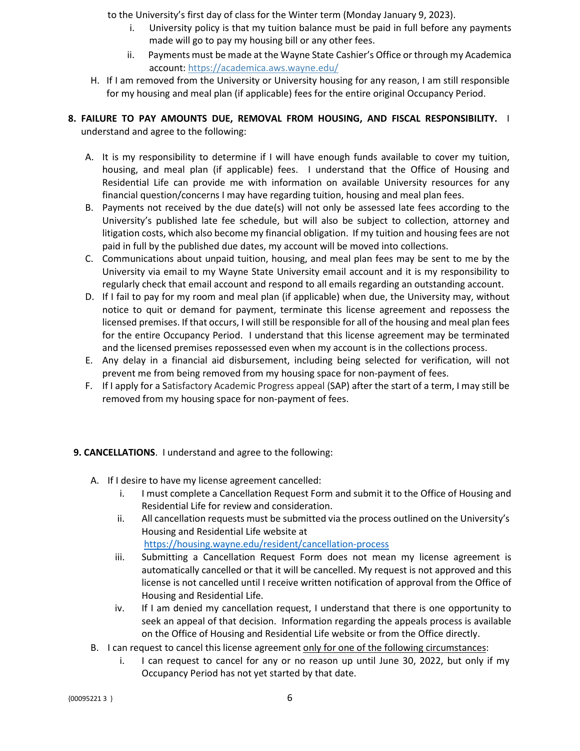to the University's first day of class for the Winter term (Monday January 9, 2023).

   i. University policy is that my tuition balance must be paid in full before any payments made will go to pay my housing bill or any other fees.
   ii. Payments must be made at the Wayne State Cashier's Office or through my Academica account: https://academica.aws.wayne.edu/

H. If I am removed from the University or University housing for any reason, I am still responsible for my housing and meal plan (if applicable) fees for the entire original Occupancy Period.

**8. FAILURE TO PAY AMOUNTS DUE, REMOVAL FROM HOUSING, AND FISCAL RESPONSIBILITY.** I understand and agree to the following:

A. It is my responsibility to determine if I will have enough funds available to cover my tuition, housing, and meal plan (if applicable) fees. I understand that the Office of Housing and Residential Life can provide me with information on available University resources for any financial question/concerns I may have regarding tuition, housing and meal plan fees.

B. Payments not received by the due date(s) will not only be assessed late fees according to the University's published late fee schedule, but will also be subject to collection, attorney and litigation costs, which also become my financial obligation. If my tuition and housing fees are not paid in full by the published due dates, my account will be moved into collections.

C. Communications about unpaid tuition, housing, and meal plan fees may be sent to me by the University via email to my Wayne State University email account and it is my responsibility to regularly check that email account and respond to all emails regarding an outstanding account.

D. If I fail to pay for my room and meal plan (if applicable) when due, the University may, without notice to quit or demand for payment, terminate this license agreement and repossess the licensed premises. If that occurs, I will still be responsible for all of the housing and meal plan fees for the entire Occupancy Period. I understand that this license agreement may be terminated and the licensed premises repossessed even when my account is in the collections process.

E. Any delay in a financial aid disbursement, including being selected for verification, will not prevent me from being removed from my housing space for non-payment of fees.

F. If I apply for a Satisfactory Academic Progress appeal (SAP) after the start of a term, I may still be removed from my housing space for non-payment of fees.

**9. CANCELLATIONS**. I understand and agree to the following:

A. If I desire to have my license agreement cancelled:

   i. I must complete a Cancellation Request Form and submit it to the Office of Housing and Residential Life for review and consideration.
   ii. All cancellation requests must be submitted via the process outlined on the University's Housing and Residential Life website at https://housing.wayne.edu/resident/cancellation-process
   iii. Submitting a Cancellation Request Form does not mean my license agreement is automatically cancelled or that it will be cancelled. My request is not approved and this license is not cancelled until I receive written notification of approval from the Office of Housing and Residential Life.
   iv. If I am denied my cancellation request, I understand that there is one opportunity to seek an appeal of that decision. Information regarding the appeals process is available on the Office of Housing and Residential Life website or from the Office directly.

B. I can request to cancel this license agreement <u>only for one of the following circumstances</u>:

   i. I can request to cancel for any or no reason up until June 30, 2022, but only if my Occupancy Period has not yet started by that date.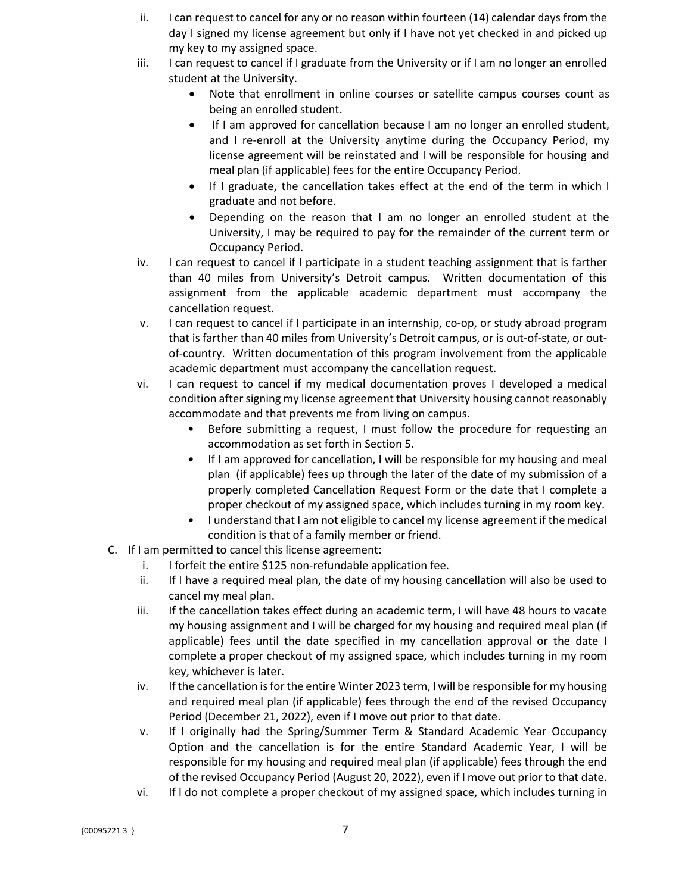ii. I can request to cancel for any or no reason within fourteen (14) calendar days from the day I signed my license agreement but only if I have not yet checked in and picked up my key to my assigned space.

iii. I can request to cancel if I graduate from the University or if I am no longer an enrolled student at the University.
   - Note that enrollment in online courses or satellite campus courses count as being an enrolled student.
   - If I am approved for cancellation because I am no longer an enrolled student, and I re-enroll at the University anytime during the Occupancy Period, my license agreement will be reinstated and I will be responsible for housing and meal plan (if applicable) fees for the entire Occupancy Period.
   - If I graduate, the cancellation takes effect at the end of the term in which I graduate and not before.
   - Depending on the reason that I am no longer an enrolled student at the University, I may be required to pay for the remainder of the current term or Occupancy Period.

iv. I can request to cancel if I participate in a student teaching assignment that is farther than 40 miles from University's Detroit campus. Written documentation of this assignment from the applicable academic department must accompany the cancellation request.

v. I can request to cancel if I participate in an internship, co-op, or study abroad program that is farther than 40 miles from University's Detroit campus, or is out-of-state, or out-of-country. Written documentation of this program involvement from the applicable academic department must accompany the cancellation request.

vi. I can request to cancel if my medical documentation proves I developed a medical condition after signing my license agreement that University housing cannot reasonably accommodate and that prevents me from living on campus.
   - Before submitting a request, I must follow the procedure for requesting an accommodation as set forth in Section 5.
   - If I am approved for cancellation, I will be responsible for my housing and meal plan (if applicable) fees up through the later of the date of my submission of a properly completed Cancellation Request Form or the date that I complete a proper checkout of my assigned space, which includes turning in my room key.
   - I understand that I am not eligible to cancel my license agreement if the medical condition is that of a family member or friend.

C. If I am permitted to cancel this license agreement:

i. I forfeit the entire $125 non-refundable application fee.

ii. If I have a required meal plan, the date of my housing cancellation will also be used to cancel my meal plan.

iii. If the cancellation takes effect during an academic term, I will have 48 hours to vacate my housing assignment and I will be charged for my housing and required meal plan (if applicable) fees until the date specified in my cancellation approval or the date I complete a proper checkout of my assigned space, which includes turning in my room key, whichever is later.

iv. If the cancellation is for the entire Winter 2023 term, I will be responsible for my housing and required meal plan (if applicable) fees through the end of the revised Occupancy Period (December 21, 2022), even if I move out prior to that date.

v. If I originally had the Spring/Summer Term & Standard Academic Year Occupancy Option and the cancellation is for the entire Standard Academic Year, I will be responsible for my housing and required meal plan (if applicable) fees through the end of the revised Occupancy Period (August 20, 2022), even if I move out prior to that date.

vi. If I do not complete a proper checkout of my assigned space, which includes turning in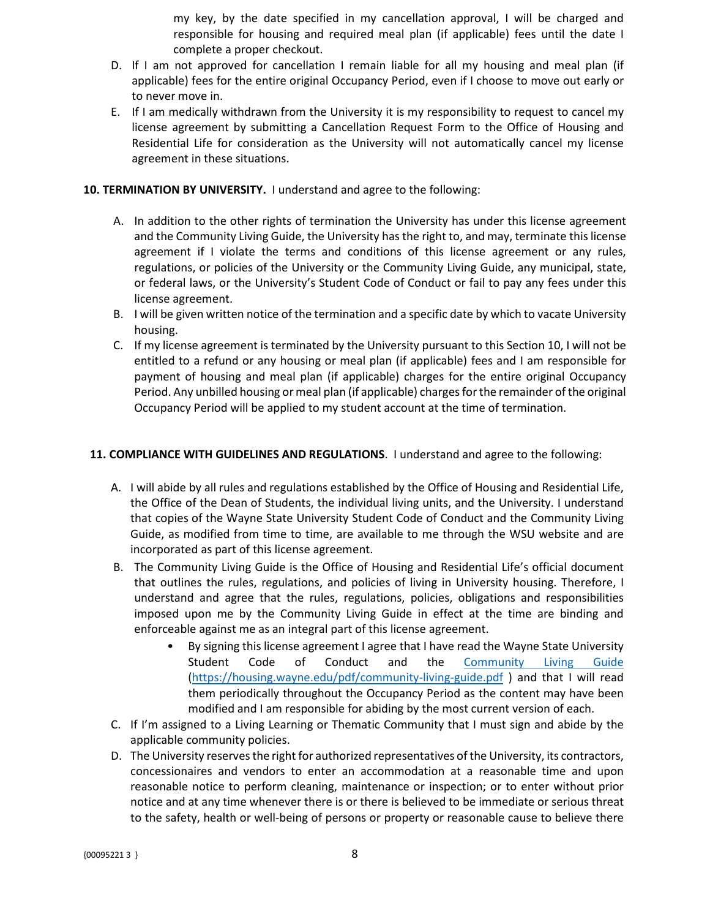my key, by the date specified in my cancellation approval, I will be charged and responsible for housing and required meal plan (if applicable) fees until the date I complete a proper checkout.

D. If I am not approved for cancellation I remain liable for all my housing and meal plan (if applicable) fees for the entire original Occupancy Period, even if I choose to move out early or to never move in.

E. If I am medically withdrawn from the University it is my responsibility to request to cancel my license agreement by submitting a Cancellation Request Form to the Office of Housing and Residential Life for consideration as the University will not automatically cancel my license agreement in these situations.

**10. TERMINATION BY UNIVERSITY.** I understand and agree to the following:

A. In addition to the other rights of termination the University has under this license agreement and the Community Living Guide, the University has the right to, and may, terminate this license agreement if I violate the terms and conditions of this license agreement or any rules, regulations, or policies of the University or the Community Living Guide, any municipal, state, or federal laws, or the University's Student Code of Conduct or fail to pay any fees under this license agreement.

B. I will be given written notice of the termination and a specific date by which to vacate University housing.

C. If my license agreement is terminated by the University pursuant to this Section 10, I will not be entitled to a refund or any housing or meal plan (if applicable) fees and I am responsible for payment of housing and meal plan (if applicable) charges for the entire original Occupancy Period. Any unbilled housing or meal plan (if applicable) charges for the remainder of the original Occupancy Period will be applied to my student account at the time of termination.

**11. COMPLIANCE WITH GUIDELINES AND REGULATIONS**. I understand and agree to the following:

A. I will abide by all rules and regulations established by the Office of Housing and Residential Life, the Office of the Dean of Students, the individual living units, and the University. I understand that copies of the Wayne State University Student Code of Conduct and the Community Living Guide, as modified from time to time, are available to me through the WSU website and are incorporated as part of this license agreement.

B. The Community Living Guide is the Office of Housing and Residential Life's official document that outlines the rules, regulations, and policies of living in University housing. Therefore, I understand and agree that the rules, regulations, policies, obligations and responsibilities imposed upon me by the Community Living Guide in effect at the time are binding and enforceable against me as an integral part of this license agreement.

   - By signing this license agreement I agree that I have read the Wayne State University Student Code of Conduct and the [Community Living Guide](https://housing.wayne.edu/pdf/community-living-guide.pdf) (https://housing.wayne.edu/pdf/community-living-guide.pdf ) and that I will read them periodically throughout the Occupancy Period as the content may have been modified and I am responsible for abiding by the most current version of each.

C. If I'm assigned to a Living Learning or Thematic Community that I must sign and abide by the applicable community policies.

D. The University reserves the right for authorized representatives of the University, its contractors, concessionaires and vendors to enter an accommodation at a reasonable time and upon reasonable notice to perform cleaning, maintenance or inspection; or to enter without prior notice and at any time whenever there is or there is believed to be immediate or serious threat to the safety, health or well-being of persons or property or reasonable cause to believe there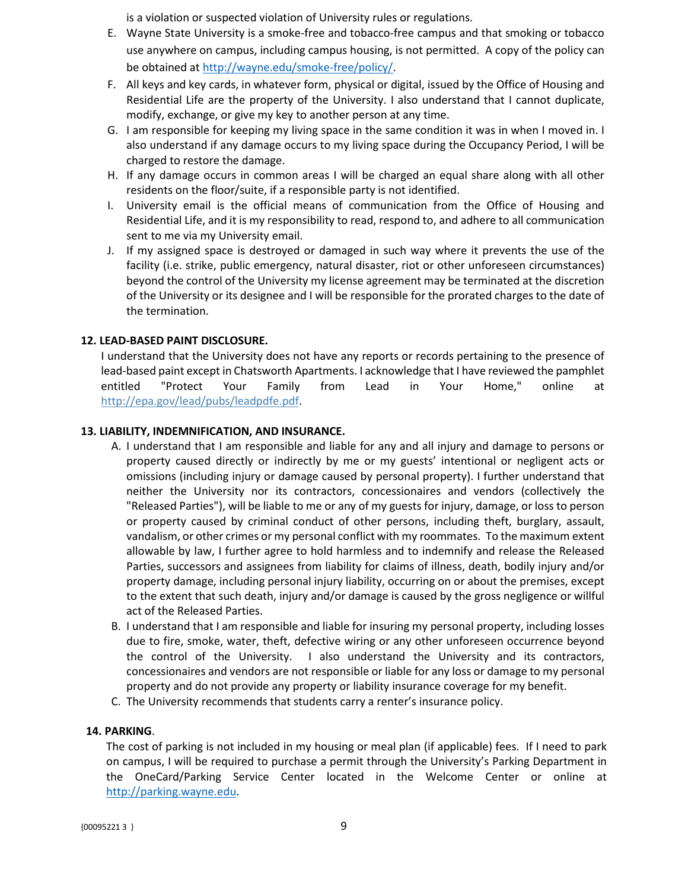is a violation or suspected violation of University rules or regulations.

E. Wayne State University is a smoke-free and tobacco-free campus and that smoking or tobacco use anywhere on campus, including campus housing, is not permitted. A copy of the policy can be obtained at http://wayne.edu/smoke-free/policy/.
F. All keys and key cards, in whatever form, physical or digital, issued by the Office of Housing and Residential Life are the property of the University. I also understand that I cannot duplicate, modify, exchange, or give my key to another person at any time.
G. I am responsible for keeping my living space in the same condition it was in when I moved in. I also understand if any damage occurs to my living space during the Occupancy Period, I will be charged to restore the damage.
H. If any damage occurs in common areas I will be charged an equal share along with all other residents on the floor/suite, if a responsible party is not identified.
I. University email is the official means of communication from the Office of Housing and Residential Life, and it is my responsibility to read, respond to, and adhere to all communication sent to me via my University email.
J. If my assigned space is destroyed or damaged in such way where it prevents the use of the facility (i.e. strike, public emergency, natural disaster, riot or other unforeseen circumstances) beyond the control of the University my license agreement may be terminated at the discretion of the University or its designee and I will be responsible for the prorated charges to the date of the termination.

**12. LEAD-BASED PAINT DISCLOSURE.**

I understand that the University does not have any reports or records pertaining to the presence of lead-based paint except in Chatsworth Apartments. I acknowledge that I have reviewed the pamphlet entitled "Protect Your Family from Lead in Your Home," online at http://epa.gov/lead/pubs/leadpdfe.pdf.

**13. LIABILITY, INDEMNIFICATION, AND INSURANCE.**

A. I understand that I am responsible and liable for any and all injury and damage to persons or property caused directly or indirectly by me or my guests' intentional or negligent acts or omissions (including injury or damage caused by personal property). I further understand that neither the University nor its contractors, concessionaires and vendors (collectively the "Released Parties"), will be liable to me or any of my guests for injury, damage, or loss to person or property caused by criminal conduct of other persons, including theft, burglary, assault, vandalism, or other crimes or my personal conflict with my roommates. To the maximum extent allowable by law, I further agree to hold harmless and to indemnify and release the Released Parties, successors and assignees from liability for claims of illness, death, bodily injury and/or property damage, including personal injury liability, occurring on or about the premises, except to the extent that such death, injury and/or damage is caused by the gross negligence or willful act of the Released Parties.
B. I understand that I am responsible and liable for insuring my personal property, including losses due to fire, smoke, water, theft, defective wiring or any other unforeseen occurrence beyond the control of the University. I also understand the University and its contractors, concessionaires and vendors are not responsible or liable for any loss or damage to my personal property and do not provide any property or liability insurance coverage for my benefit.
C. The University recommends that students carry a renter's insurance policy.

**14. PARKING**.

The cost of parking is not included in my housing or meal plan (if applicable) fees. If I need to park on campus, I will be required to purchase a permit through the University's Parking Department in the OneCard/Parking Service Center located in the Welcome Center or online at http://parking.wayne.edu.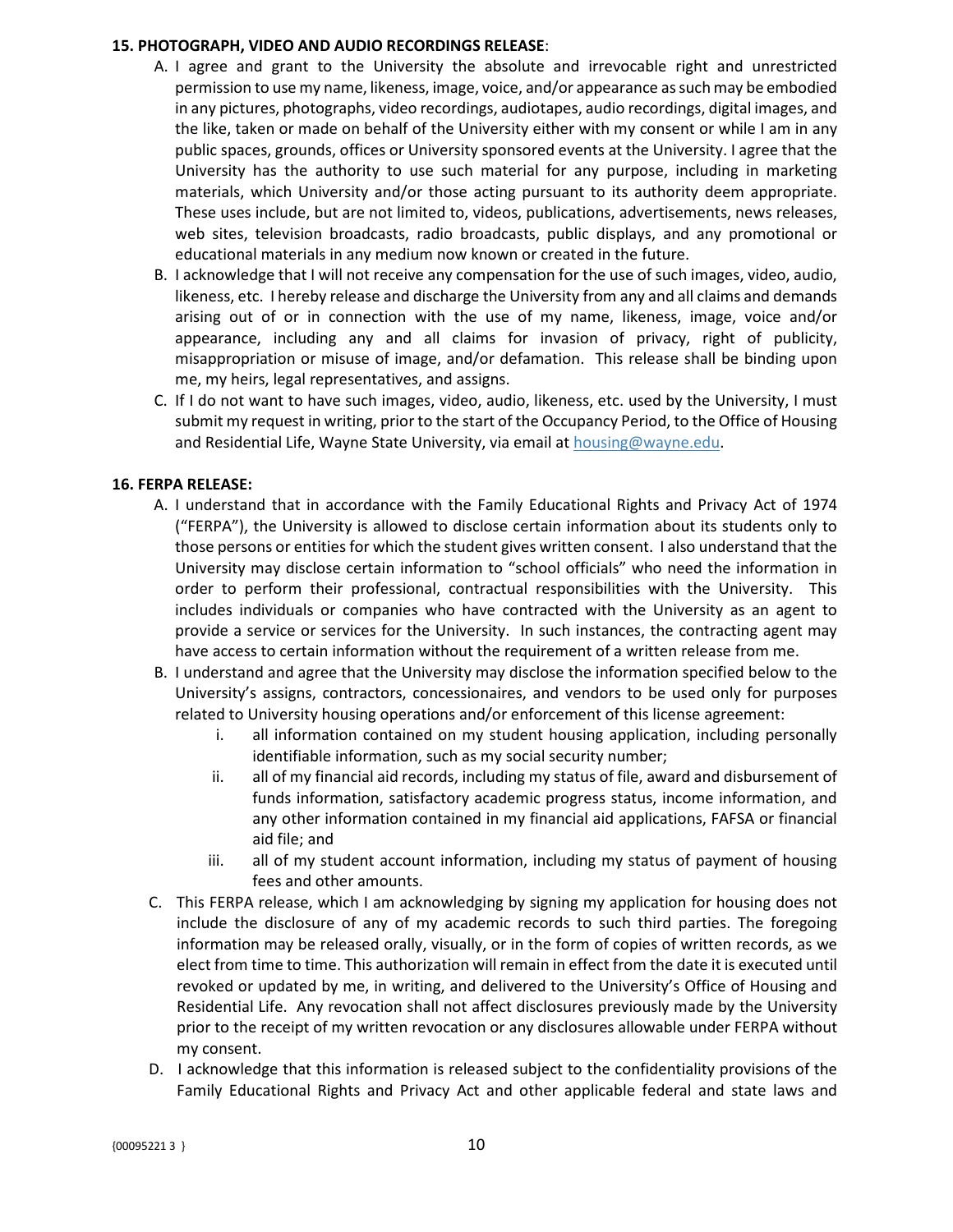**15. PHOTOGRAPH, VIDEO AND AUDIO RECORDINGS RELEASE**:

A. I agree and grant to the University the absolute and irrevocable right and unrestricted permission to use my name, likeness, image, voice, and/or appearance as such may be embodied in any pictures, photographs, video recordings, audiotapes, audio recordings, digital images, and the like, taken or made on behalf of the University either with my consent or while I am in any public spaces, grounds, offices or University sponsored events at the University. I agree that the University has the authority to use such material for any purpose, including in marketing materials, which University and/or those acting pursuant to its authority deem appropriate. These uses include, but are not limited to, videos, publications, advertisements, news releases, web sites, television broadcasts, radio broadcasts, public displays, and any promotional or educational materials in any medium now known or created in the future.

B. I acknowledge that I will not receive any compensation for the use of such images, video, audio, likeness, etc. I hereby release and discharge the University from any and all claims and demands arising out of or in connection with the use of my name, likeness, image, voice and/or appearance, including any and all claims for invasion of privacy, right of publicity, misappropriation or misuse of image, and/or defamation. This release shall be binding upon me, my heirs, legal representatives, and assigns.

C. If I do not want to have such images, video, audio, likeness, etc. used by the University, I must submit my request in writing, prior to the start of the Occupancy Period, to the Office of Housing and Residential Life, Wayne State University, via email at housing@wayne.edu.

**16. FERPA RELEASE:**

A. I understand that in accordance with the Family Educational Rights and Privacy Act of 1974 ("FERPA"), the University is allowed to disclose certain information about its students only to those persons or entities for which the student gives written consent. I also understand that the University may disclose certain information to "school officials" who need the information in order to perform their professional, contractual responsibilities with the University. This includes individuals or companies who have contracted with the University as an agent to provide a service or services for the University. In such instances, the contracting agent may have access to certain information without the requirement of a written release from me.

B. I understand and agree that the University may disclose the information specified below to the University's assigns, contractors, concessionaires, and vendors to be used only for purposes related to University housing operations and/or enforcement of this license agreement:
   - i. all information contained on my student housing application, including personally identifiable information, such as my social security number;
   - ii. all of my financial aid records, including my status of file, award and disbursement of funds information, satisfactory academic progress status, income information, and any other information contained in my financial aid applications, FAFSA or financial aid file; and
   - iii. all of my student account information, including my status of payment of housing fees and other amounts.

C. This FERPA release, which I am acknowledging by signing my application for housing does not include the disclosure of any of my academic records to such third parties. The foregoing information may be released orally, visually, or in the form of copies of written records, as we elect from time to time. This authorization will remain in effect from the date it is executed until revoked or updated by me, in writing, and delivered to the University's Office of Housing and Residential Life. Any revocation shall not affect disclosures previously made by the University prior to the receipt of my written revocation or any disclosures allowable under FERPA without my consent.

D. I acknowledge that this information is released subject to the confidentiality provisions of the Family Educational Rights and Privacy Act and other applicable federal and state laws and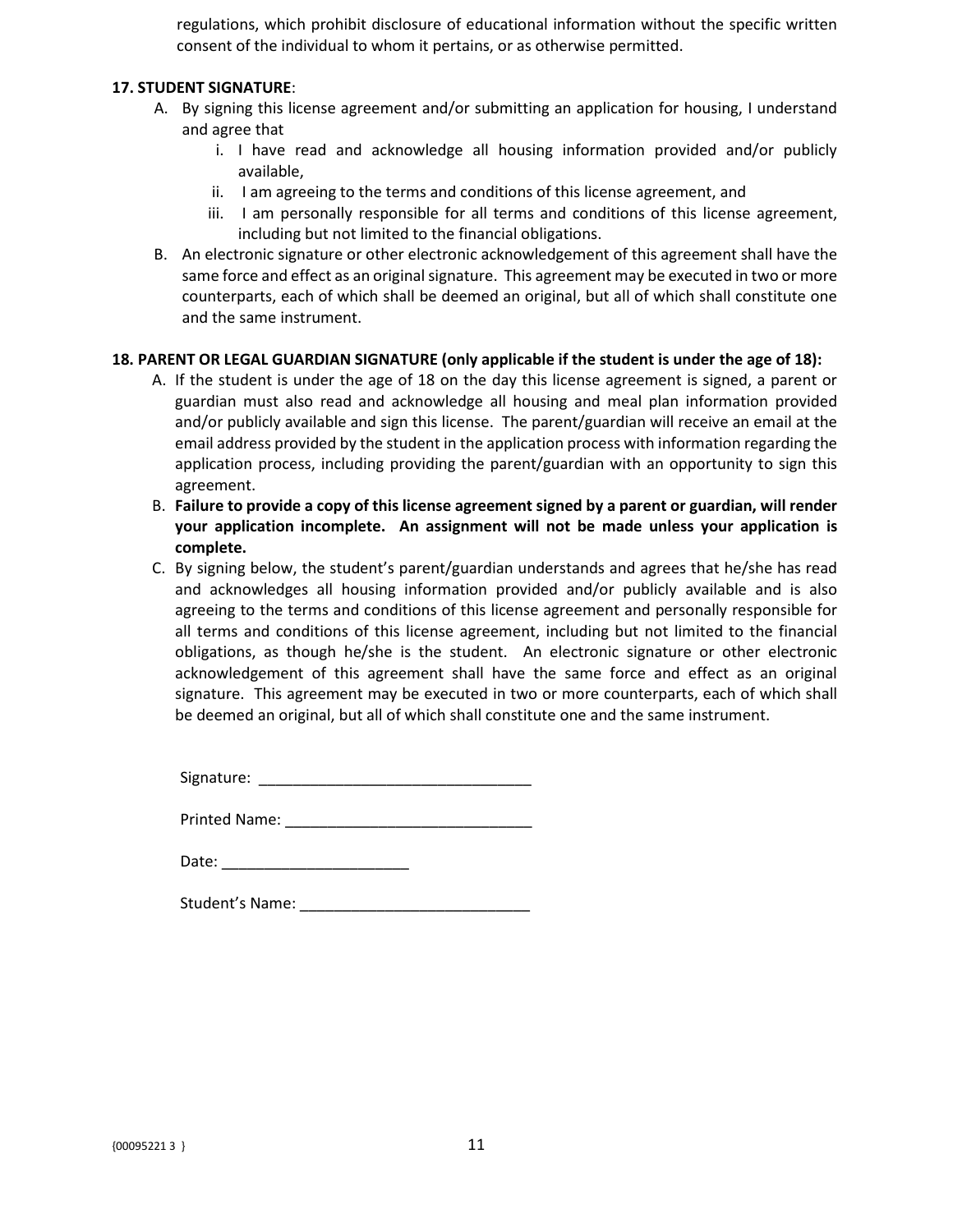regulations, which prohibit disclosure of educational information without the specific written consent of the individual to whom it pertains, or as otherwise permitted.

**17. STUDENT SIGNATURE**:

A. By signing this license agreement and/or submitting an application for housing, I understand and agree that
   i. I have read and acknowledge all housing information provided and/or publicly available,
   ii. I am agreeing to the terms and conditions of this license agreement, and
   iii. I am personally responsible for all terms and conditions of this license agreement, including but not limited to the financial obligations.

B. An electronic signature or other electronic acknowledgement of this agreement shall have the same force and effect as an original signature. This agreement may be executed in two or more counterparts, each of which shall be deemed an original, but all of which shall constitute one and the same instrument.

**18. PARENT OR LEGAL GUARDIAN SIGNATURE (only applicable if the student is under the age of 18):**

A. If the student is under the age of 18 on the day this license agreement is signed, a parent or guardian must also read and acknowledge all housing and meal plan information provided and/or publicly available and sign this license. The parent/guardian will receive an email at the email address provided by the student in the application process with information regarding the application process, including providing the parent/guardian with an opportunity to sign this agreement.

B. **Failure to provide a copy of this license agreement signed by a parent or guardian, will render your application incomplete. An assignment will not be made unless your application is complete.**

C. By signing below, the student's parent/guardian understands and agrees that he/she has read and acknowledges all housing information provided and/or publicly available and is also agreeing to the terms and conditions of this license agreement and personally responsible for all terms and conditions of this license agreement, including but not limited to the financial obligations, as though he/she is the student. An electronic signature or other electronic acknowledgement of this agreement shall have the same force and effect as an original signature. This agreement may be executed in two or more counterparts, each of which shall be deemed an original, but all of which shall constitute one and the same instrument.

Signature: ________________________________

Printed Name: _____________________________

Date: ______________________

Student's Name: ___________________________

{00095221 3 }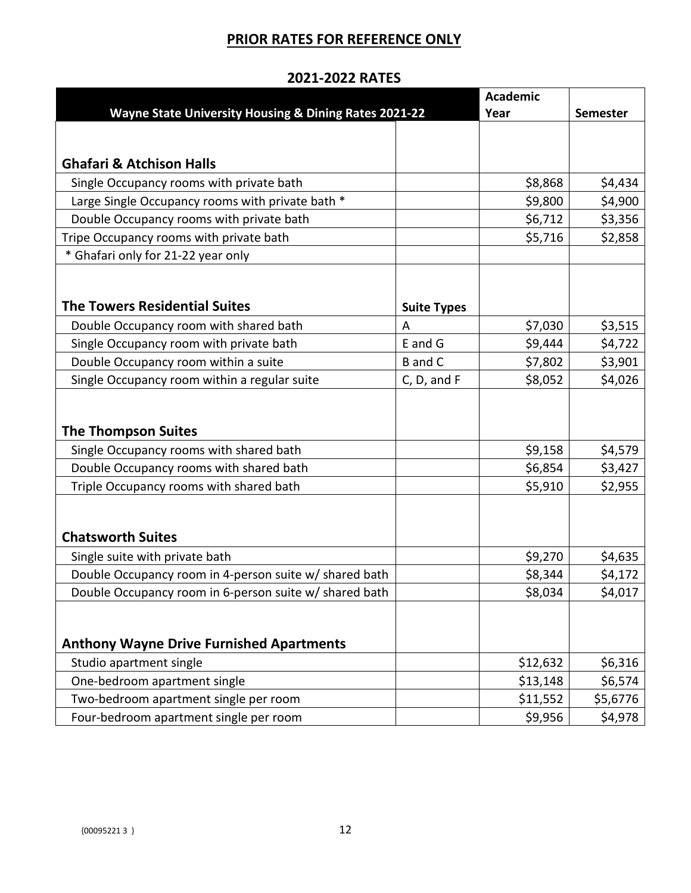## PRIOR RATES FOR REFERENCE ONLY

### 2021-2022 RATES

| Wayne State University Housing & Dining Rates 2021-22 | | Academic Year | Semester |
|---|---|---|---|
| **Ghafari & Atchison Halls** | | | |
| Single Occupancy rooms with private bath | | $8,868 | $4,434 |
| Large Single Occupancy rooms with private bath * | | $9,800 | $4,900 |
| Double Occupancy rooms with private bath | | $6,712 | $3,356 |
| Tripe Occupancy rooms with private bath | | $5,716 | $2,858 |
| * Ghafari only for 21-22 year only | | | |
| **The Towers Residential Suites** | **Suite Types** | | |
| Double Occupancy room with shared bath | A | $7,030 | $3,515 |
| Single Occupancy room with private bath | E and G | $9,444 | $4,722 |
| Double Occupancy room within a suite | B and C | $7,802 | $3,901 |
| Single Occupancy room within a regular suite | C, D, and F | $8,052 | $4,026 |
| **The Thompson Suites** | | | |
| Single Occupancy rooms with shared bath | | $9,158 | $4,579 |
| Double Occupancy rooms with shared bath | | $6,854 | $3,427 |
| Triple Occupancy rooms with shared bath | | $5,910 | $2,955 |
| **Chatsworth Suites** | | | |
| Single suite with private bath | | $9,270 | $4,635 |
| Double Occupancy room in 4-person suite w/ shared bath | | $8,344 | $4,172 |
| Double Occupancy room in 6-person suite w/ shared bath | | $8,034 | $4,017 |
| **Anthony Wayne Drive Furnished Apartments** | | | |
| Studio apartment single | | $12,632 | $6,316 |
| One-bedroom apartment single | | $13,148 | $6,574 |
| Two-bedroom apartment single per room | | $11,552 | $5,6776 |
| Four-bedroom apartment single per room | | $9,956 | $4,978 |

{00095221 3 }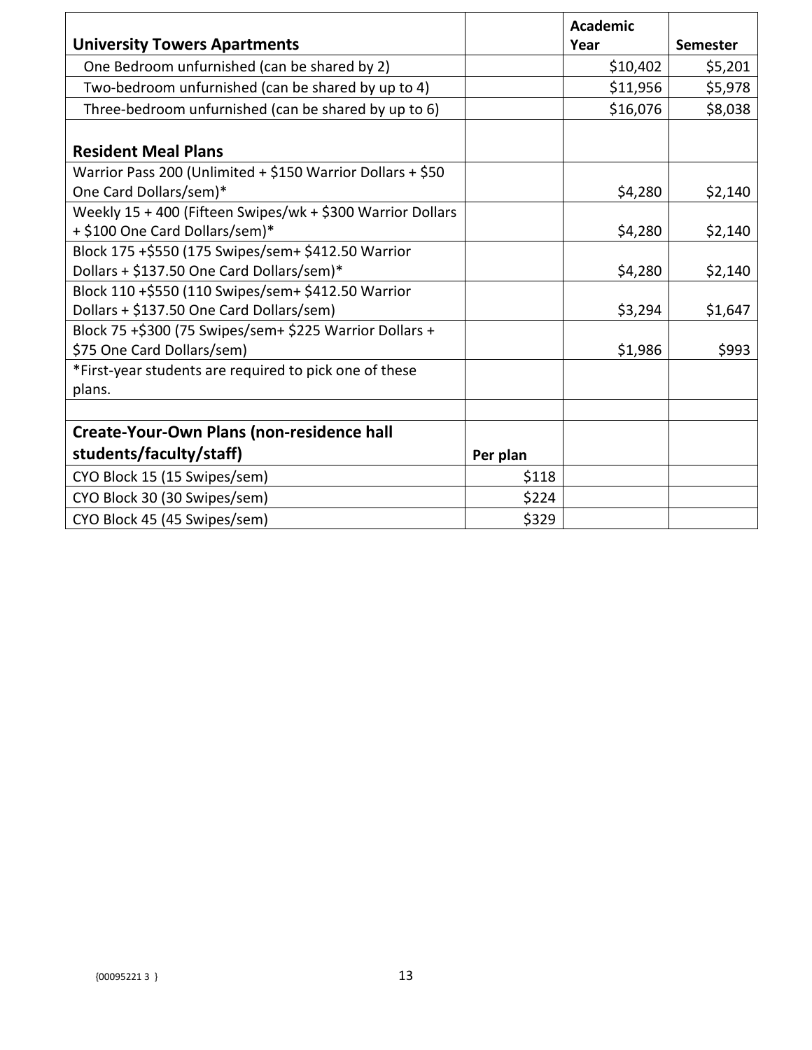| University Towers Apartments | | Academic Year | Semester |
|---|---|---|---|
| One Bedroom unfurnished (can be shared by 2) | | $10,402 | $5,201 |
| Two-bedroom unfurnished (can be shared by up to 4) | | $11,956 | $5,978 |
| Three-bedroom unfurnished (can be shared by up to 6) | | $16,076 | $8,038 |
| **Resident Meal Plans** | | | |
| Warrior Pass 200 (Unlimited + $150 Warrior Dollars + $50 One Card Dollars/sem)* | | $4,280 | $2,140 |
| Weekly 15 + 400 (Fifteen Swipes/wk + $300 Warrior Dollars + $100 One Card Dollars/sem)* | | $4,280 | $2,140 |
| Block 175 +$550 (175 Swipes/sem+ $412.50 Warrior Dollars + $137.50 One Card Dollars/sem)* | | $4,280 | $2,140 |
| Block 110 +$550 (110 Swipes/sem+ $412.50 Warrior Dollars + $137.50 One Card Dollars/sem) | | $3,294 | $1,647 |
| Block 75 +$300 (75 Swipes/sem+ $225 Warrior Dollars + $75 One Card Dollars/sem) | | $1,986 | $993 |
| *First-year students are required to pick one of these plans. | | | |
| | | | |
| **Create-Your-Own Plans (non-residence hall students/faculty/staff)** | **Per plan** | | |
| CYO Block 15 (15 Swipes/sem) | $118 | | |
| CYO Block 30 (30 Swipes/sem) | $224 | | |
| CYO Block 45 (45 Swipes/sem) | $329 | | |

{00095221 3 }